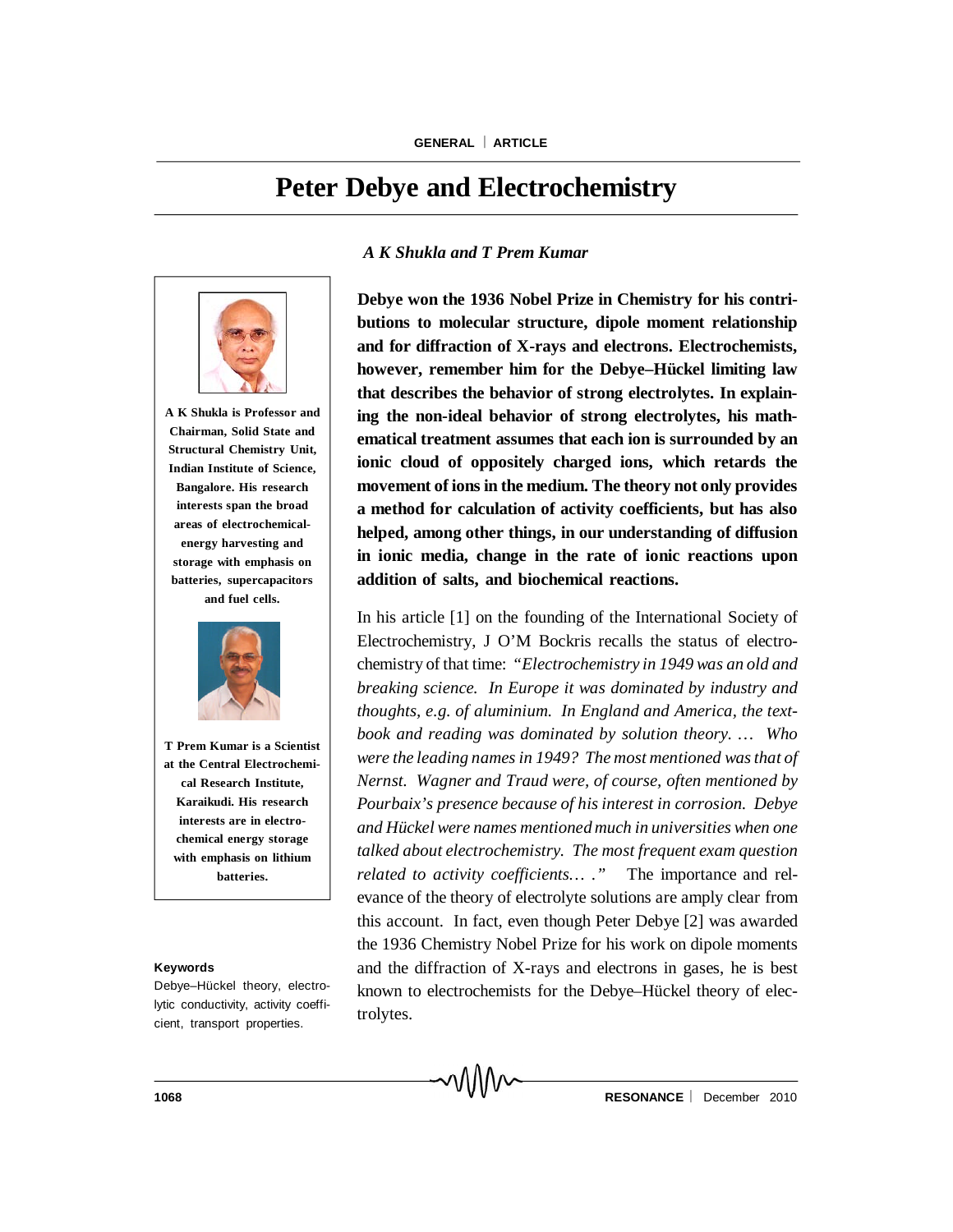# Peter Debye and Electrochemistry

*A K Shukla and T Prem Kumar*

**A K Shukla is Professor and Chairman, Solid State and Structural Chemistry Unit, Indian Institute of Science, Bangalore. His research interests span the broad areas of electrochemical-energy harvesting and storage with emphasis on batteries, supercapacitors and fuel cells.**

**T Prem Kumar is a Scientist at the Central Electrochemical Research Institute, Karaikudi. His research interests are in electrochemical energy storage with emphasis on lithium batteries.**

**Debye won the 1936 Nobel Prize in Chemistry for his contributions to molecular structure, dipole moment relationship and for diffraction of X-rays and electrons. Electrochemists, however, remember him for the Debye–Hückel limiting law that describes the behavior of strong electrolytes. In explaining the non-ideal behavior of strong electrolytes, his mathematical treatment assumes that each ion is surrounded by an ionic cloud of oppositely charged ions, which retards the movement of ions in the medium. The theory not only provides a method for calculation of activity coefficients, but has also helped, among other things, in our understanding of diffusion in ionic media, change in the rate of ionic reactions upon addition of salts, and biochemical reactions.**

In his article [1] on the founding of the International Society of Electrochemistry, J O'M Bockris recalls the status of electrochemistry of that time: *"Electrochemistry in 1949 was an old and breaking science. In Europe it was dominated by industry and thoughts, e.g. of aluminium. In England and America, the textbook and reading was dominated by solution theory. … Who were the leading names in 1949? The most mentioned was that of Nernst. Wagner and Traud were, of course, often mentioned by Pourbaix's presence because of his interest in corrosion. Debye and Hückel were names mentioned much in universities when one talked about electrochemistry. The most frequent exam question related to activity coefficients… ."* The importance and relevance of the theory of electrolyte solutions are amply clear from this account. In fact, even though Peter Debye [2] was awarded the 1936 Chemistry Nobel Prize for his work on dipole moments and the diffraction of X-rays and electrons in gases, he is best known to electrochemists for the Debye–Hückel theory of electrolytes.

**Keywords**

Debye–Hückel theory, electrolytic conductivity, activity coefficient, transport properties.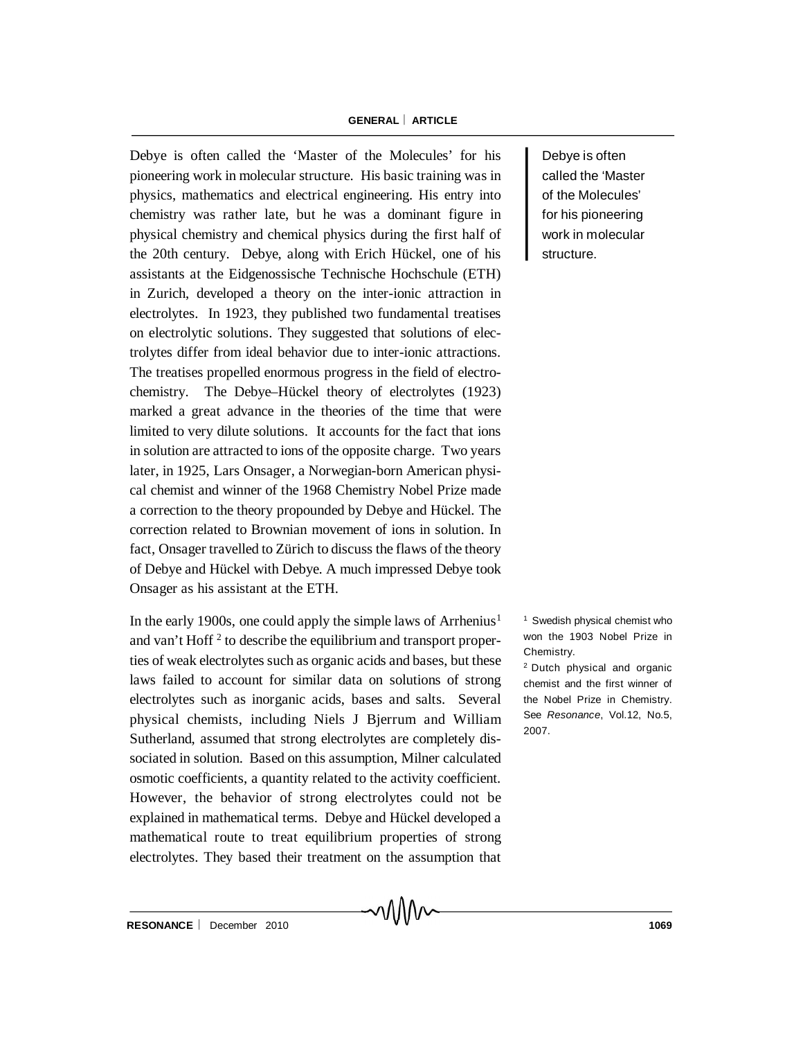Debye is often called the 'Master of the Molecules' for his pioneering work in molecular structure. His basic training was in physics, mathematics and electrical engineering. His entry into chemistry was rather late, but he was a dominant figure in physical chemistry and chemical physics during the first half of the 20th century. Debye, along with Erich Hückel, one of his assistants at the Eidgenossische Technische Hochschule (ETH) in Zurich, developed a theory on the inter-ionic attraction in electrolytes. In 1923, they published two fundamental treatises on electrolytic solutions. They suggested that solutions of electrolytes differ from ideal behavior due to inter-ionic attractions. The treatises propelled enormous progress in the field of electrochemistry. The Debye–Hückel theory of electrolytes (1923) marked a great advance in the theories of the time that were limited to very dilute solutions. It accounts for the fact that ions in solution are attracted to ions of the opposite charge. Two years later, in 1925, Lars Onsager, a Norwegian-born American physical chemist and winner of the 1968 Chemistry Nobel Prize made a correction to the theory propounded by Debye and Hückel. The correction related to Brownian movement of ions in solution. In fact, Onsager travelled to Zürich to discuss the flaws of the theory of Debye and Hückel with Debye. A much impressed Debye took Onsager as his assistant at the ETH.

> Debye is often called the 'Master of the Molecules' for his pioneering work in molecular structure.

In the early 1900s, one could apply the simple laws of Arrhenius[1] and van't Hoff [2] to describe the equilibrium and transport properties of weak electrolytes such as organic acids and bases, but these laws failed to account for similar data on solutions of strong electrolytes such as inorganic acids, bases and salts. Several physical chemists, including Niels J Bjerrum and William Sutherland, assumed that strong electrolytes are completely dissociated in solution. Based on this assumption, Milner calculated osmotic coefficients, a quantity related to the activity coefficient. However, the behavior of strong electrolytes could not be explained in mathematical terms. Debye and Hückel developed a mathematical route to treat equilibrium properties of strong electrolytes. They based their treatment on the assumption that

[1] Swedish physical chemist who won the 1903 Nobel Prize in Chemistry.

[2] Dutch physical and organic chemist and the first winner of the Nobel Prize in Chemistry. See *Resonance*, Vol.12, No.5, 2007.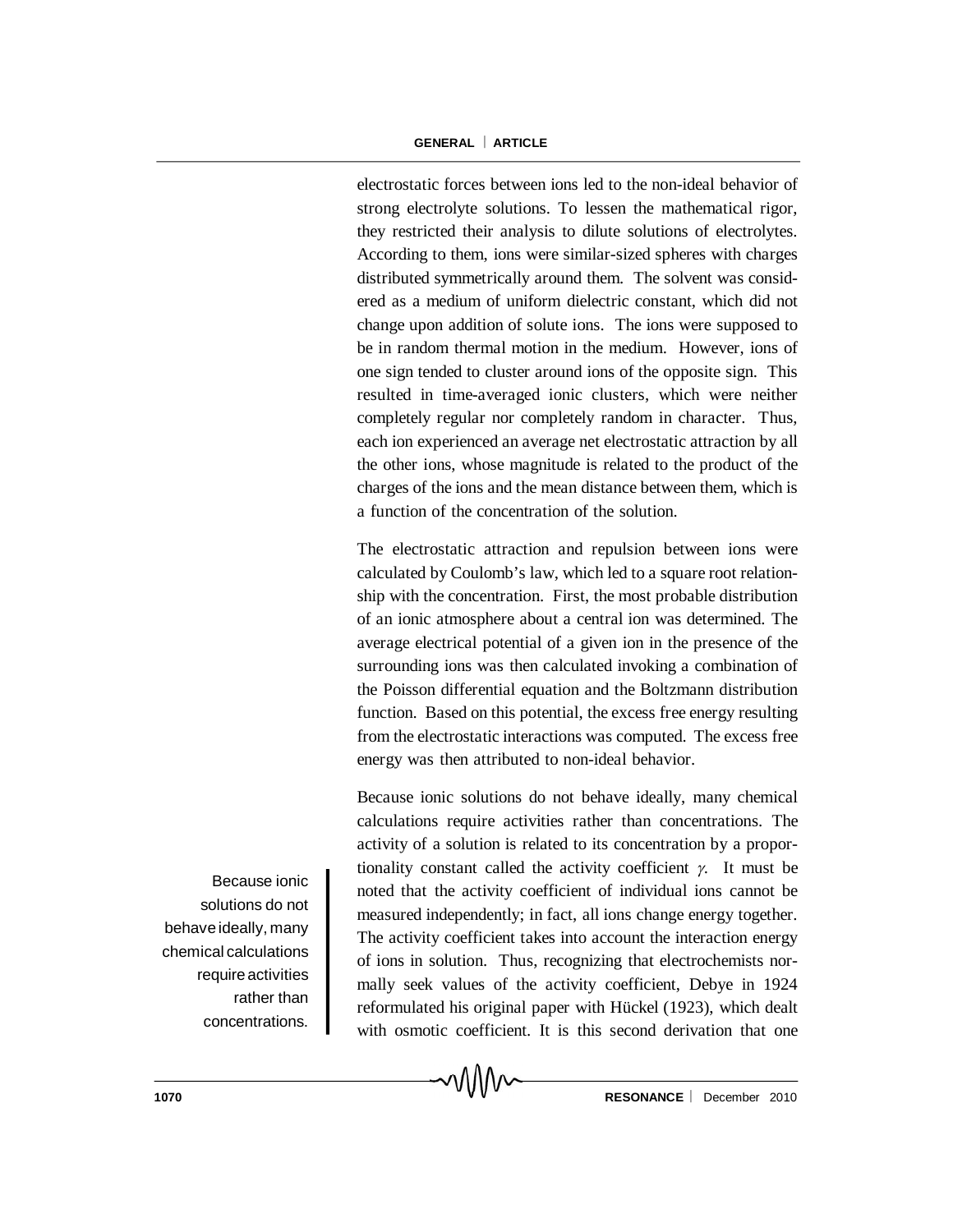electrostatic forces between ions led to the non-ideal behavior of strong electrolyte solutions. To lessen the mathematical rigor, they restricted their analysis to dilute solutions of electrolytes. According to them, ions were similar-sized spheres with charges distributed symmetrically around them. The solvent was considered as a medium of uniform dielectric constant, which did not change upon addition of solute ions. The ions were supposed to be in random thermal motion in the medium. However, ions of one sign tended to cluster around ions of the opposite sign. This resulted in time-averaged ionic clusters, which were neither completely regular nor completely random in character. Thus, each ion experienced an average net electrostatic attraction by all the other ions, whose magnitude is related to the product of the charges of the ions and the mean distance between them, which is a function of the concentration of the solution.

The electrostatic attraction and repulsion between ions were calculated by Coulomb's law, which led to a square root relationship with the concentration. First, the most probable distribution of an ionic atmosphere about a central ion was determined. The average electrical potential of a given ion in the presence of the surrounding ions was then calculated invoking a combination of the Poisson differential equation and the Boltzmann distribution function. Based on this potential, the excess free energy resulting from the electrostatic interactions was computed. The excess free energy was then attributed to non-ideal behavior.

Because ionic solutions do not behave ideally, many chemical calculations require activities rather than concentrations. The activity of a solution is related to its concentration by a proportionality constant called the activity coefficient $\gamma$. It must be noted that the activity coefficient of individual ions cannot be measured independently; in fact, all ions change energy together. The activity coefficient takes into account the interaction energy of ions in solution. Thus, recognizing that electrochemists normally seek values of the activity coefficient, Debye in 1924 reformulated his original paper with Hückel (1923), which dealt with osmotic coefficient. It is this second derivation that one

> Because ionic solutions do not behave ideally, many chemical calculations require activities rather than concentrations.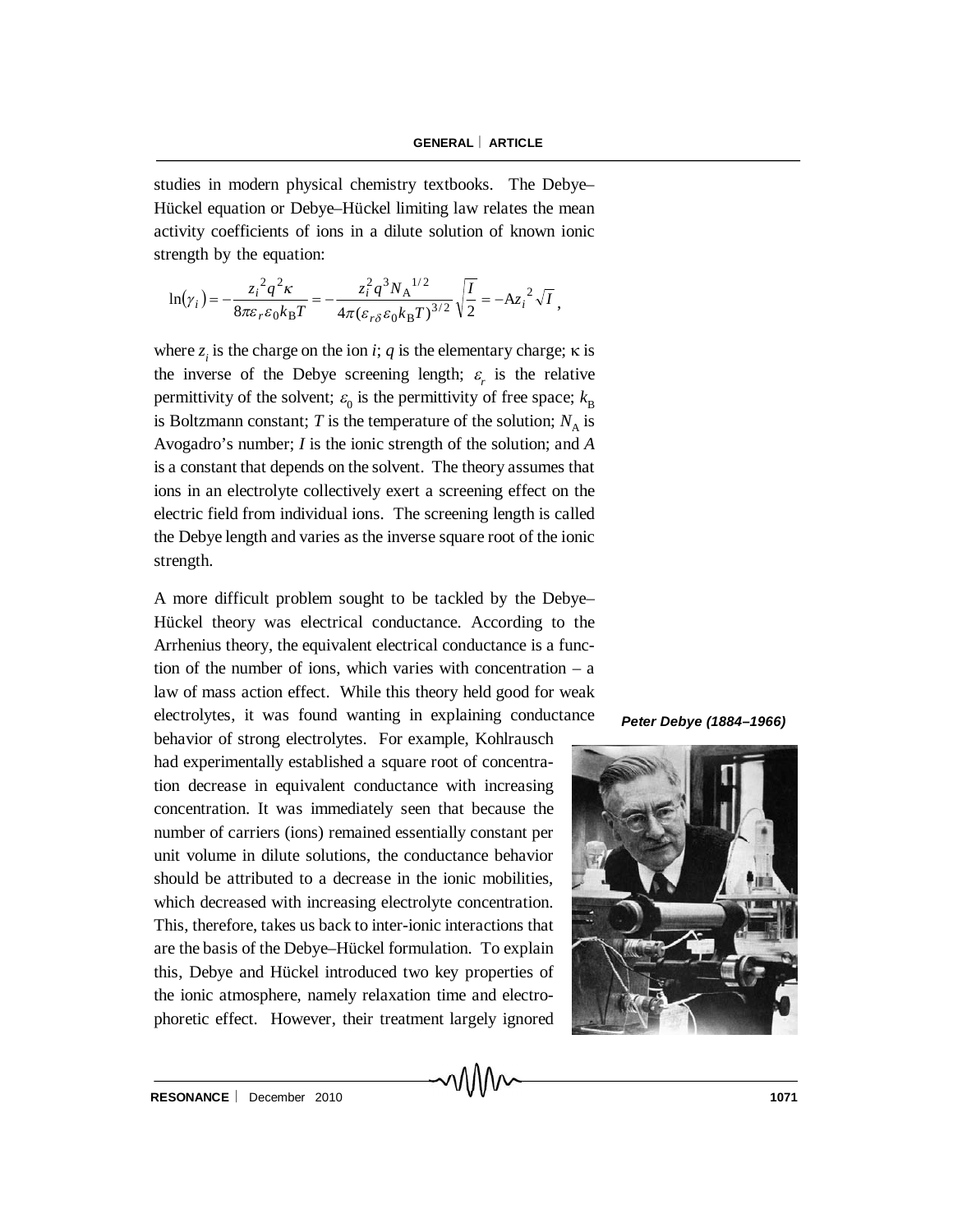studies in modern physical chemistry textbooks. The Debye–Hückel equation or Debye–Hückel limiting law relates the mean activity coefficients of ions in a dilute solution of known ionic strength by the equation:

$$\ln(\gamma_i) = -\frac{z_i^2 q^2 \kappa}{8\pi\varepsilon_r \varepsilon_0 k_B T} = -\frac{z_i^2 q^3 N_A^{1/2}}{4\pi(\varepsilon_{r\delta}\varepsilon_0 k_B T)^{3/2}}\sqrt{\frac{I}{2}} = -Az_i^2\sqrt{I}\,,$$

where $z_i$ is the charge on the ion $i$; $q$ is the elementary charge; $\kappa$ is the inverse of the Debye screening length; $\varepsilon_r$ is the relative permittivity of the solvent; $\varepsilon_0$ is the permittivity of free space; $k_B$ is Boltzmann constant; $T$ is the temperature of the solution; $N_A$ is Avogadro's number; $I$ is the ionic strength of the solution; and $A$ is a constant that depends on the solvent. The theory assumes that ions in an electrolyte collectively exert a screening effect on the electric field from individual ions. The screening length is called the Debye length and varies as the inverse square root of the ionic strength.

A more difficult problem sought to be tackled by the Debye–Hückel theory was electrical conductance. According to the Arrhenius theory, the equivalent electrical conductance is a function of the number of ions, which varies with concentration – a law of mass action effect. While this theory held good for weak electrolytes, it was found wanting in explaining conductance behavior of strong electrolytes. For example, Kohlrausch had experimentally established a square root of concentration decrease in equivalent conductance with increasing concentration. It was immediately seen that because the number of carriers (ions) remained essentially constant per unit volume in dilute solutions, the conductance behavior should be attributed to a decrease in the ionic mobilities, which decreased with increasing electrolyte concentration. This, therefore, takes us back to inter-ionic interactions that are the basis of the Debye–Hückel formulation. To explain this, Debye and Hückel introduced two key properties of the ionic atmosphere, namely relaxation time and electrophoretic effect. However, their treatment largely ignored

***Peter Debye (1884–1966)***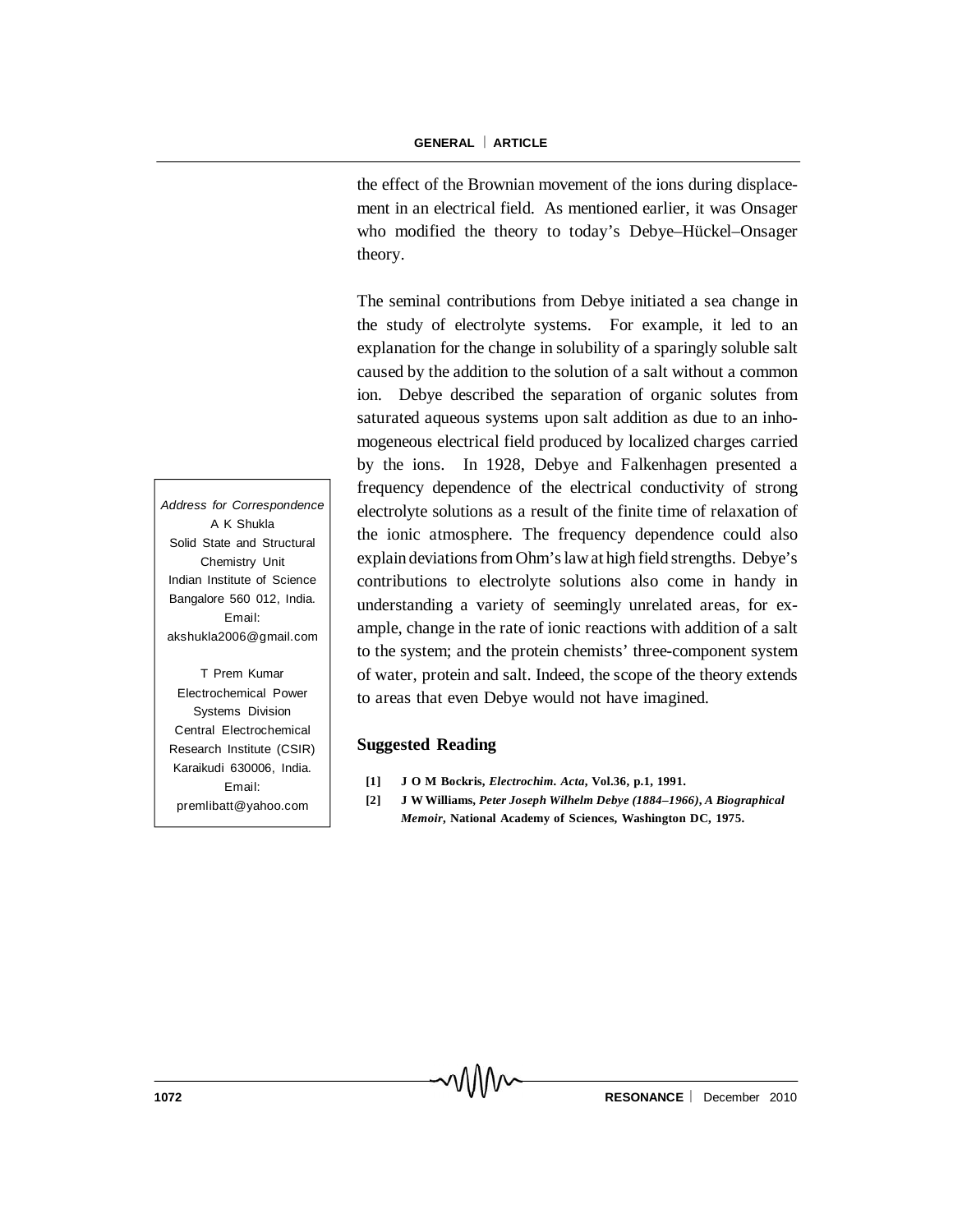the effect of the Brownian movement of the ions during displacement in an electrical field. As mentioned earlier, it was Onsager who modified the theory to today's Debye–Hückel–Onsager theory.

The seminal contributions from Debye initiated a sea change in the study of electrolyte systems. For example, it led to an explanation for the change in solubility of a sparingly soluble salt caused by the addition to the solution of a salt without a common ion. Debye described the separation of organic solutes from saturated aqueous systems upon salt addition as due to an inhomogeneous electrical field produced by localized charges carried by the ions. In 1928, Debye and Falkenhagen presented a frequency dependence of the electrical conductivity of strong electrolyte solutions as a result of the finite time of relaxation of the ionic atmosphere. The frequency dependence could also explain deviations from Ohm's law at high field strengths. Debye's contributions to electrolyte solutions also come in handy in understanding a variety of seemingly unrelated areas, for example, change in the rate of ionic reactions with addition of a salt to the system; and the protein chemists' three-component system of water, protein and salt. Indeed, the scope of the theory extends to areas that even Debye would not have imagined.

*Address for Correspondence*

A K Shukla
Solid State and Structural Chemistry Unit
Indian Institute of Science
Bangalore 560 012, India.
Email: akshukla2006@gmail.com

T Prem Kumar
Electrochemical Power Systems Division
Central Electrochemical Research Institute (CSIR)
Karaikudi 630006, India.
Email: premlibatt@yahoo.com

## Suggested Reading

**[1] J O M Bockris, *Electrochim. Acta*, Vol.36, p.1, 1991.**

**[2] J W Williams, *Peter Joseph Wilhelm Debye (1884–1966), A Biographical Memoir*, National Academy of Sciences, Washington DC, 1975.**